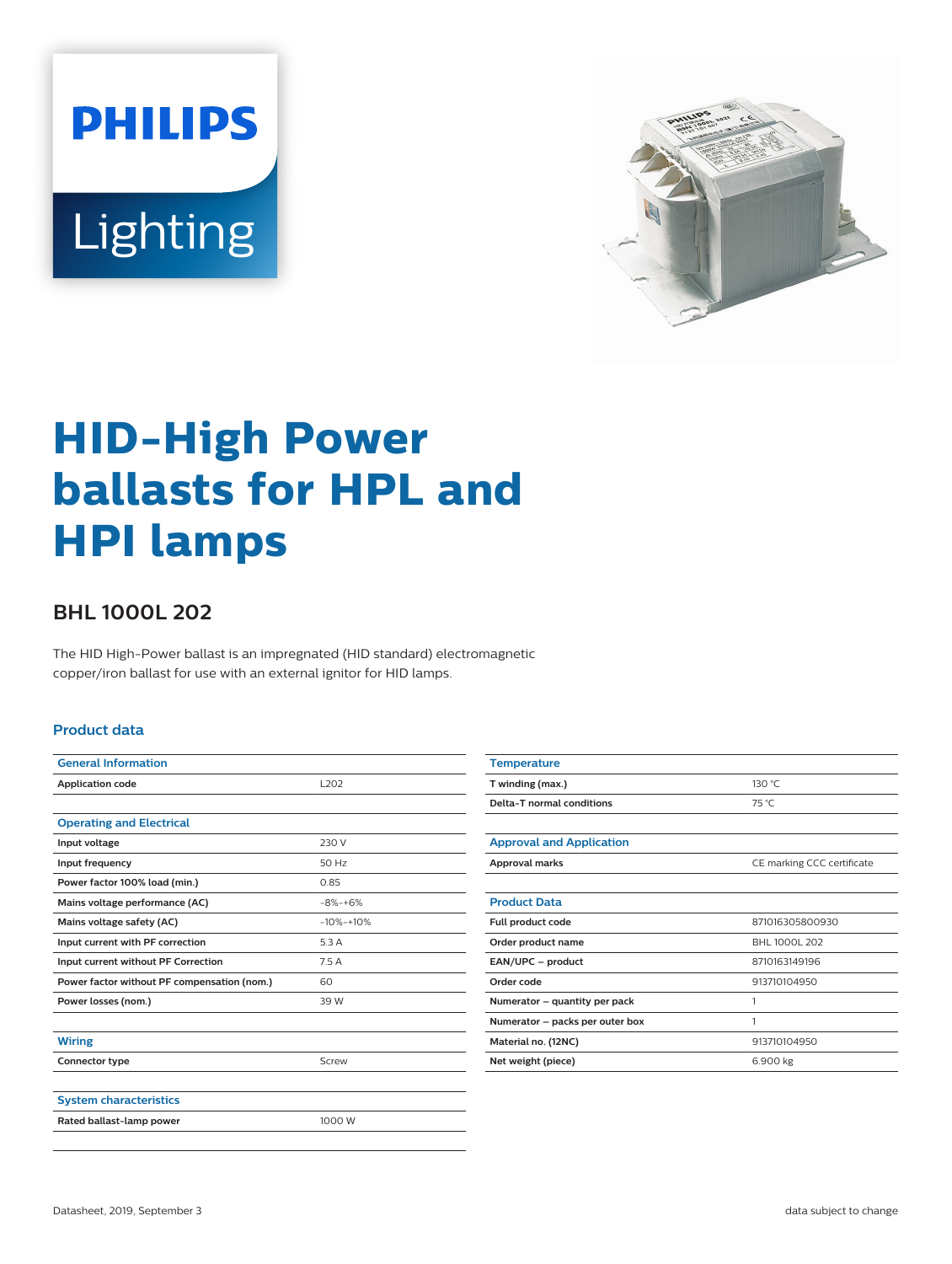# HID-High Power ballasts for HPL and HPI lamps

## BHL 1000L 202

The HID High-Power ballast is an impregnated (HID standard) electromagnetic copper/iron ballast for use with an external ignitor for HID lamps.

### Product data

| General Information | |
|---|---|
| Application code | L202 |

| Operating and Electrical | |
|---|---|
| Input voltage | 230 V |
| Input frequency | 50 Hz |
| Power factor 100% load (min.) | 0.85 |
| Mains voltage performance (AC) | -8%-+6% |
| Mains voltage safety (AC) | -10%-+10% |
| Input current with PF correction | 5.3 A |
| Input current without PF Correction | 7.5 A |
| Power factor without PF compensation (nom.) | 60 |
| Power losses (nom.) | 39 W |

| Wiring | |
|---|---|
| Connector type | Screw |

| System characteristics | |
|---|---|
| Rated ballast-lamp power | 1000 W |

| Temperature | |
|---|---|
| T winding (max.) | 130 °C |
| Delta-T normal conditions | 75 °C |

| Approval and Application | |
|---|---|
| Approval marks | CE marking CCC certificate |

| Product Data | |
|---|---|
| Full product code | 871016305800930 |
| Order product name | BHL 1000L 202 |
| EAN/UPC – product | 8710163149196 |
| Order code | 913710104950 |
| Numerator – quantity per pack | 1 |
| Numerator – packs per outer box | 1 |
| Material no. (12NC) | 913710104950 |
| Net weight (piece) | 6.900 kg |

Datasheet, 2019, September 3

data subject to change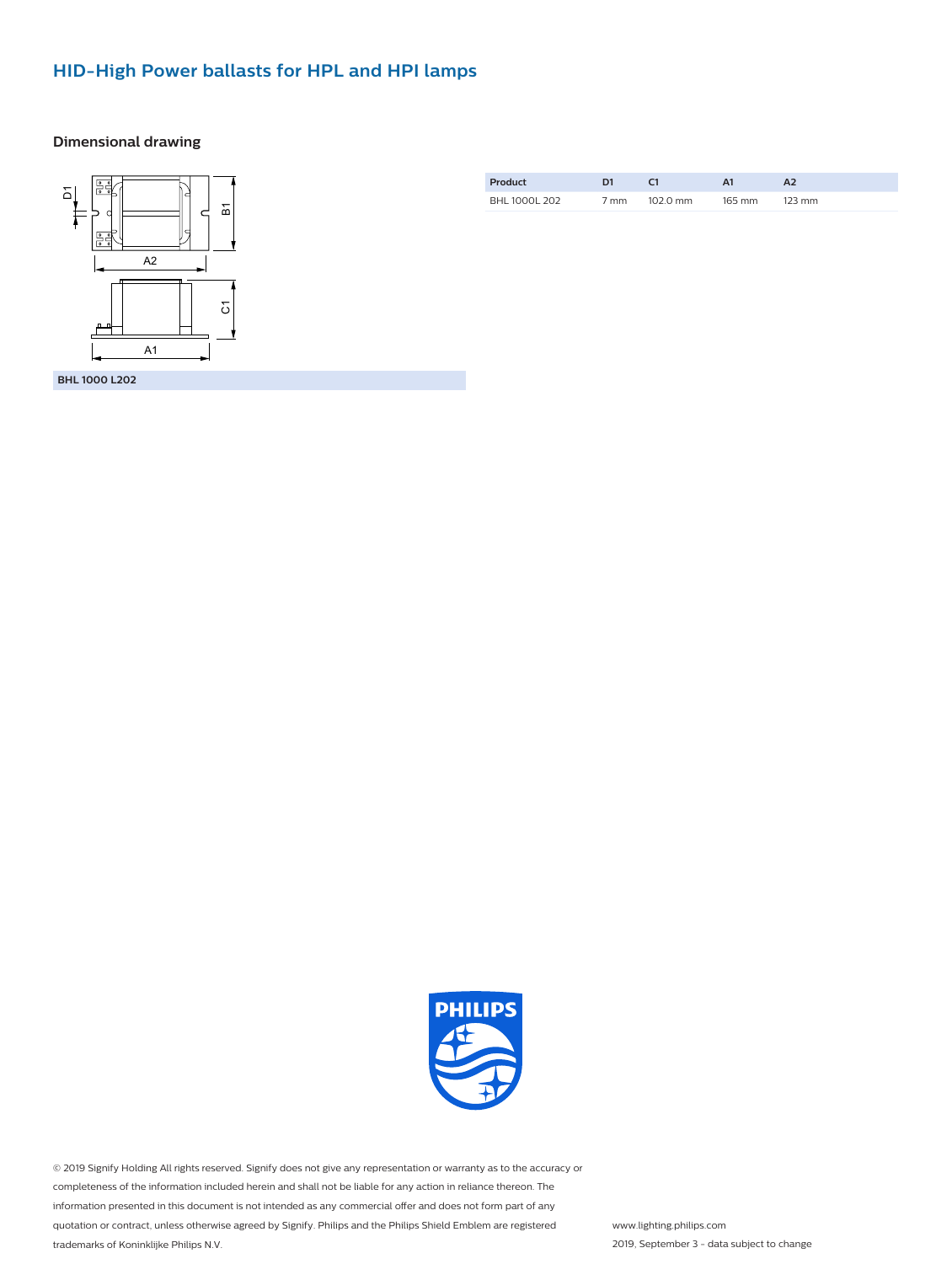## HID-High Power ballasts for HPL and HPI lamps

### Dimensional drawing

D1

B1

A2

C1

A1

**BHL 1000 L202**

| Product | D1 | C1 | A1 | A2 |
|---|---|---|---|---|
| BHL 1000L 202 | 7 mm | 102.0 mm | 165 mm | 123 mm |

© 2019 Signify Holding All rights reserved. Signify does not give any representation or warranty as to the accuracy or completeness of the information included herein and shall not be liable for any action in reliance thereon. The information presented in this document is not intended as any commercial offer and does not form part of any quotation or contract, unless otherwise agreed by Signify. Philips and the Philips Shield Emblem are registered trademarks of Koninklijke Philips N.V.

www.lighting.philips.com

2019, September 3 - data subject to change